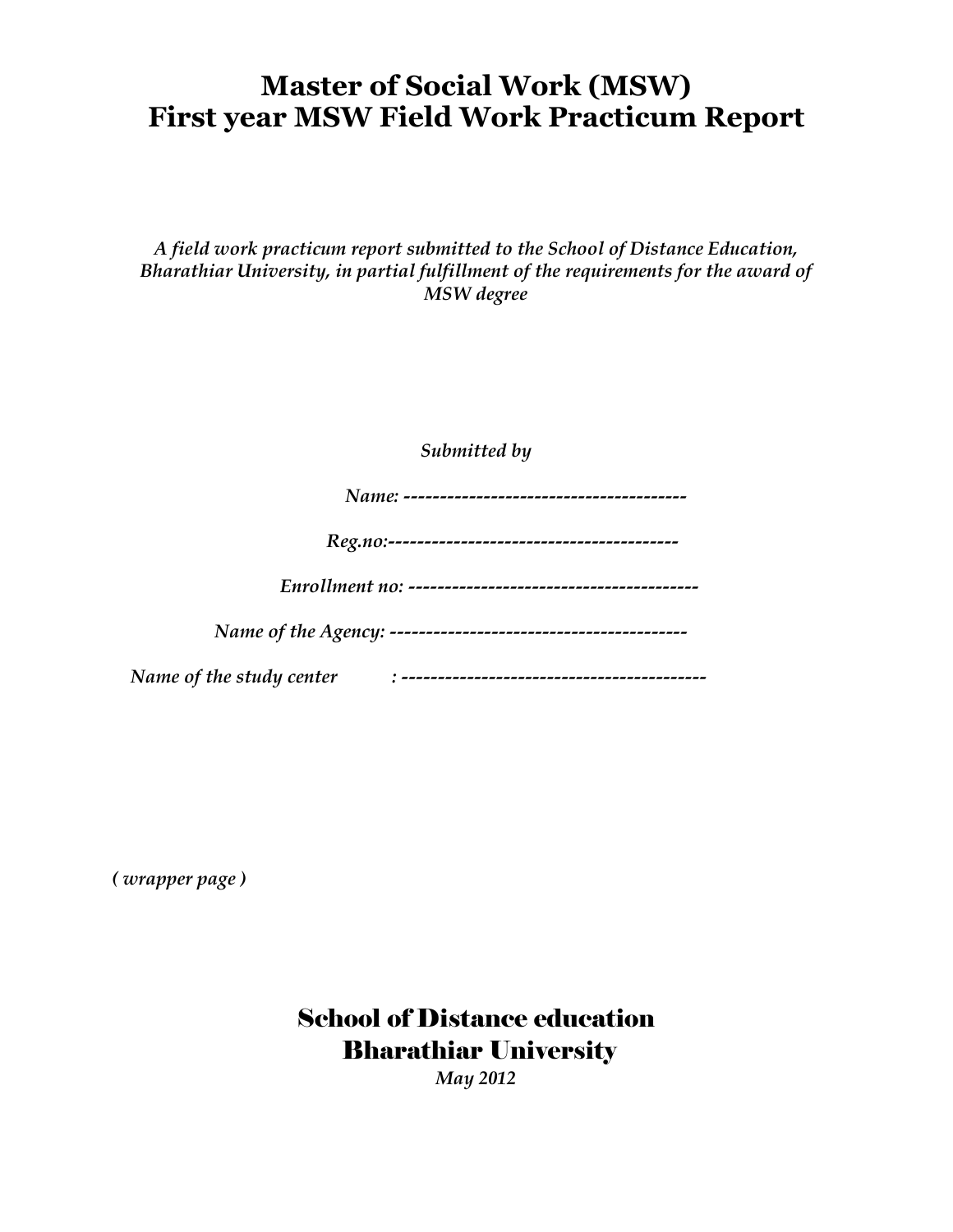# Master of Social Work (MSW)
# First year MSW Field Work Practicum Report

*A field work practicum report submitted to the School of Distance Education, Bharathiar University, in partial fulfillment of the requirements for the award of MSW degree*

*Submitted by*

*Name: ----------------------------------------*

*Reg.no:-----------------------------------------*

*Enrollment no: -----------------------------------------*

*Name of the Agency: ------------------------------------------*

*Name of the study center : -------------------------------------------*

*( wrapper page )*

**School of Distance education**
**Bharathiar University**
*May 2012*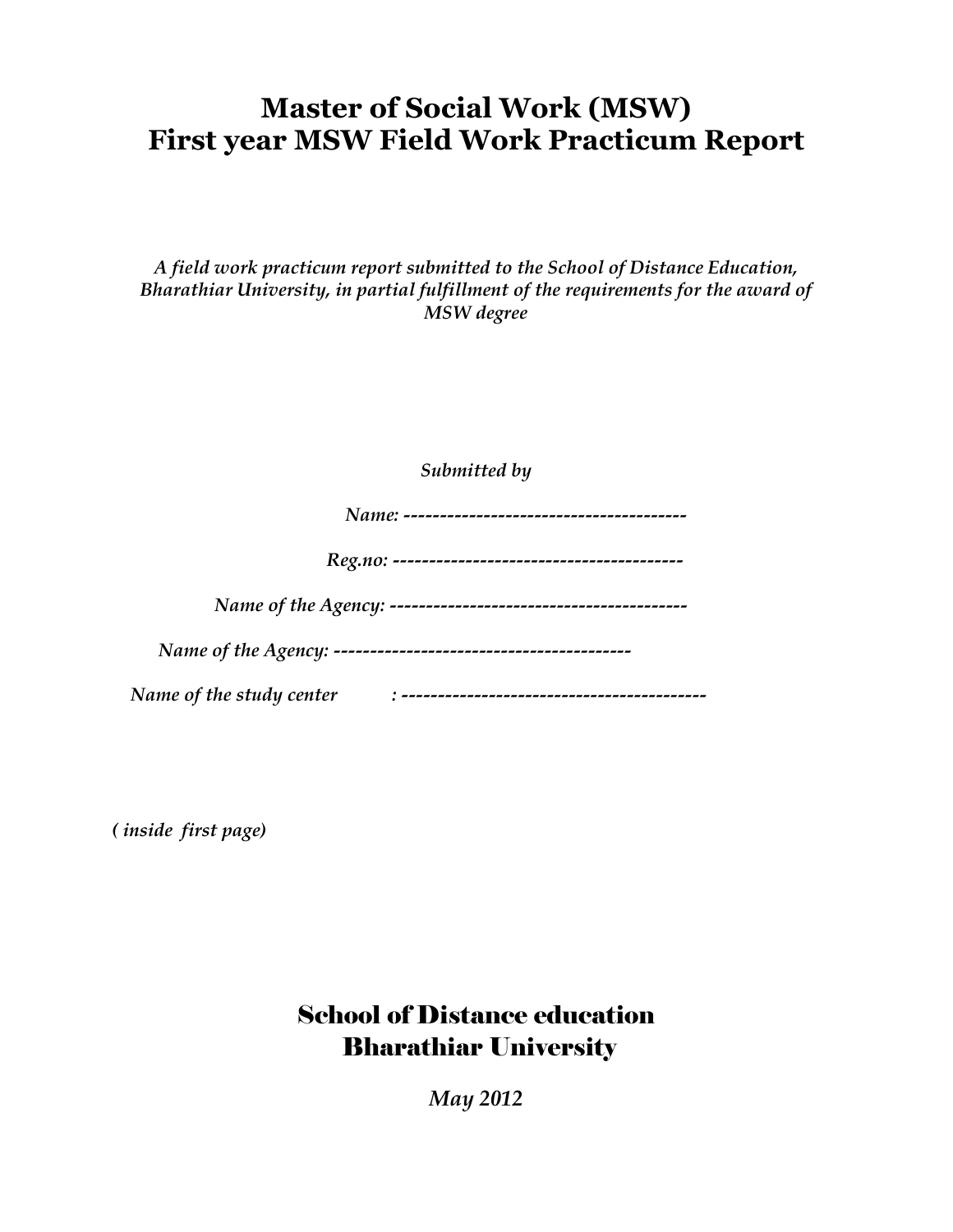# Master of Social Work (MSW)
# First year MSW Field Work Practicum Report

*A field work practicum report submitted to the School of Distance Education, Bharathiar University, in partial fulfillment of the requirements for the award of MSW degree*

*Submitted by*

*Name: ---------------------------------------*

*Reg.no: ----------------------------------------*

*Name of the Agency: -----------------------------------------*

*Name of the Agency: -----------------------------------------*

*Name of the study center : ------------------------------------------*

***( inside first page)***

## School of Distance education
## Bharathiar University

***May 2012***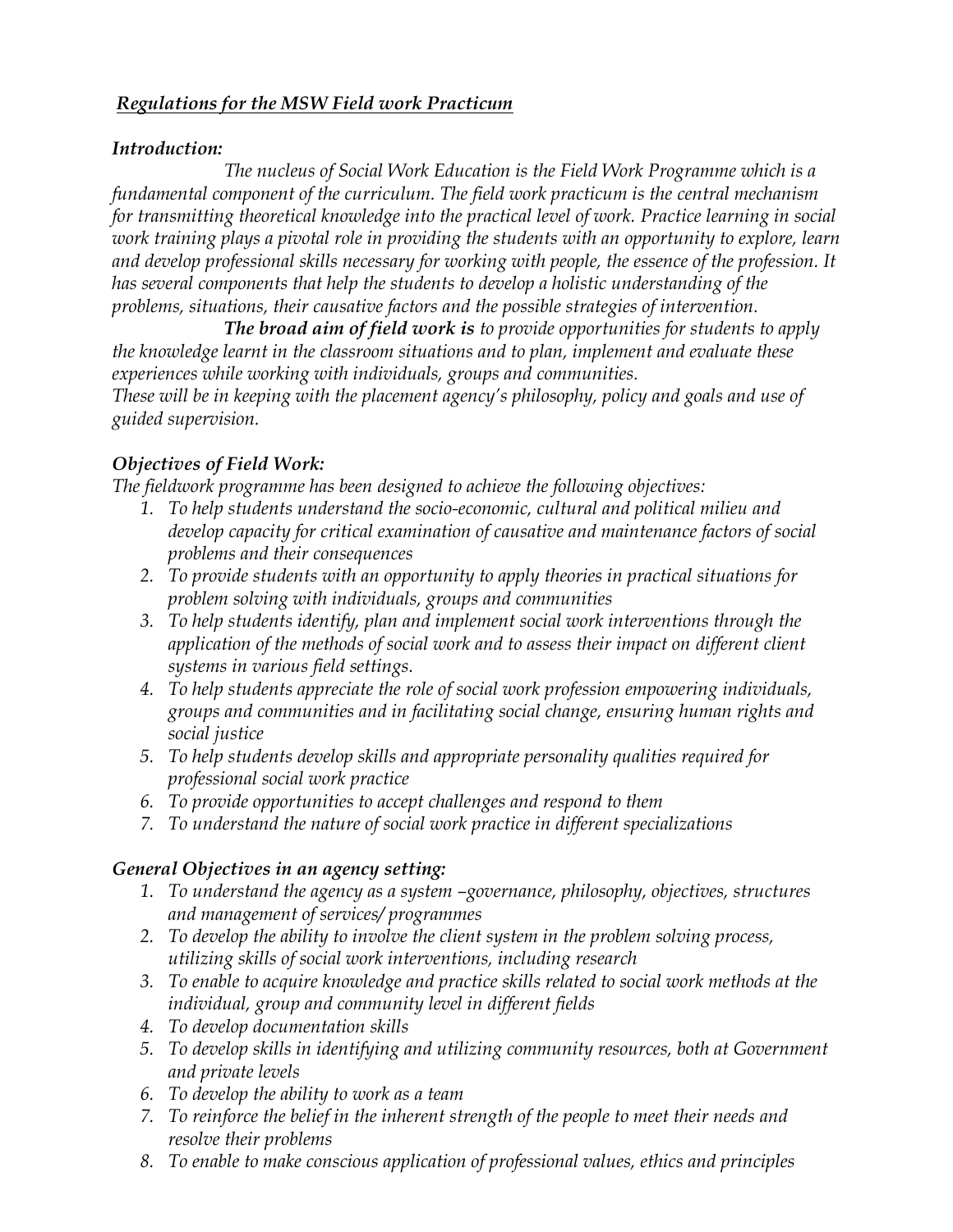## *Regulations for the MSW Field work Practicum*

### *Introduction:*

*The nucleus of Social Work Education is the Field Work Programme which is a fundamental component of the curriculum. The field work practicum is the central mechanism for transmitting theoretical knowledge into the practical level of work. Practice learning in social work training plays a pivotal role in providing the students with an opportunity to explore, learn and develop professional skills necessary for working with people, the essence of the profession. It has several components that help the students to develop a holistic understanding of the problems, situations, their causative factors and the possible strategies of intervention.*

***The broad aim of field work is** to provide opportunities for students to apply the knowledge learnt in the classroom situations and to plan, implement and evaluate these experiences while working with individuals, groups and communities.*
*These will be in keeping with the placement agency's philosophy, policy and goals and use of guided supervision.*

### *Objectives of Field Work:*

*The fieldwork programme has been designed to achieve the following objectives:*

1. *To help students understand the socio-economic, cultural and political milieu and develop capacity for critical examination of causative and maintenance factors of social problems and their consequences*
2. *To provide students with an opportunity to apply theories in practical situations for problem solving with individuals, groups and communities*
3. *To help students identify, plan and implement social work interventions through the application of the methods of social work and to assess their impact on different client systems in various field settings.*
4. *To help students appreciate the role of social work profession empowering individuals, groups and communities and in facilitating social change, ensuring human rights and social justice*
5. *To help students develop skills and appropriate personality qualities required for professional social work practice*
6. *To provide opportunities to accept challenges and respond to them*
7. *To understand the nature of social work practice in different specializations*

### *General Objectives in an agency setting:*

1. *To understand the agency as a system –governance, philosophy, objectives, structures and management of services/ programmes*
2. *To develop the ability to involve the client system in the problem solving process, utilizing skills of social work interventions, including research*
3. *To enable to acquire knowledge and practice skills related to social work methods at the individual, group and community level in different fields*
4. *To develop documentation skills*
5. *To develop skills in identifying and utilizing community resources, both at Government and private levels*
6. *To develop the ability to work as a team*
7. *To reinforce the belief in the inherent strength of the people to meet their needs and resolve their problems*
8. *To enable to make conscious application of professional values, ethics and principles*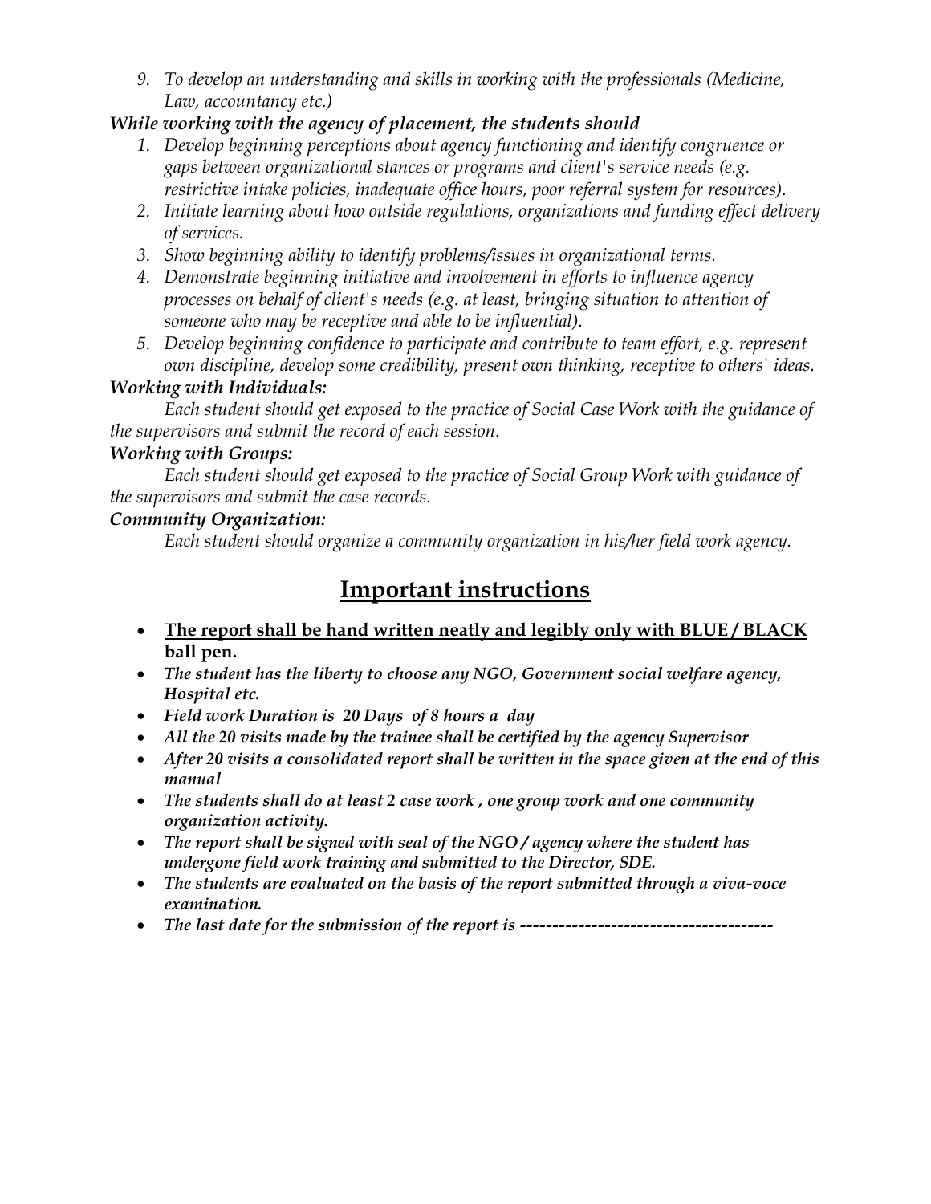9. *To develop an understanding and skills in working with the professionals (Medicine, Law, accountancy etc.)*

***While working with the agency of placement, the students should***

1. *Develop beginning perceptions about agency functioning and identify congruence or gaps between organizational stances or programs and client's service needs (e.g. restrictive intake policies, inadequate office hours, poor referral system for resources).*
2. *Initiate learning about how outside regulations, organizations and funding effect delivery of services.*
3. *Show beginning ability to identify problems/issues in organizational terms.*
4. *Demonstrate beginning initiative and involvement in efforts to influence agency processes on behalf of client's needs (e.g. at least, bringing situation to attention of someone who may be receptive and able to be influential).*
5. *Develop beginning confidence to participate and contribute to team effort, e.g. represent own discipline, develop some credibility, present own thinking, receptive to others' ideas.*

***Working with Individuals:***

*Each student should get exposed to the practice of Social Case Work with the guidance of the supervisors and submit the record of each session.*

***Working with Groups:***

*Each student should get exposed to the practice of Social Group Work with guidance of the supervisors and submit the case records.*

***Community Organization:***

*Each student should organize a community organization in his/her field work agency.*

## Important instructions

- **The report shall be hand written neatly and legibly only with BLUE / BLACK ball pen.**
- ***The student has the liberty to choose any NGO, Government social welfare agency, Hospital etc.***
- ***Field work Duration is 20 Days of 8 hours a day***
- ***All the 20 visits made by the trainee shall be certified by the agency Supervisor***
- ***After 20 visits a consolidated report shall be written in the space given at the end of this manual***
- ***The students shall do at least 2 case work , one group work and one community organization activity.***
- ***The report shall be signed with seal of the NGO / agency where the student has undergone field work training and submitted to the Director, SDE.***
- ***The students are evaluated on the basis of the report submitted through a viva-voce examination.***
- ***The last date for the submission of the report is ---------------------------------------***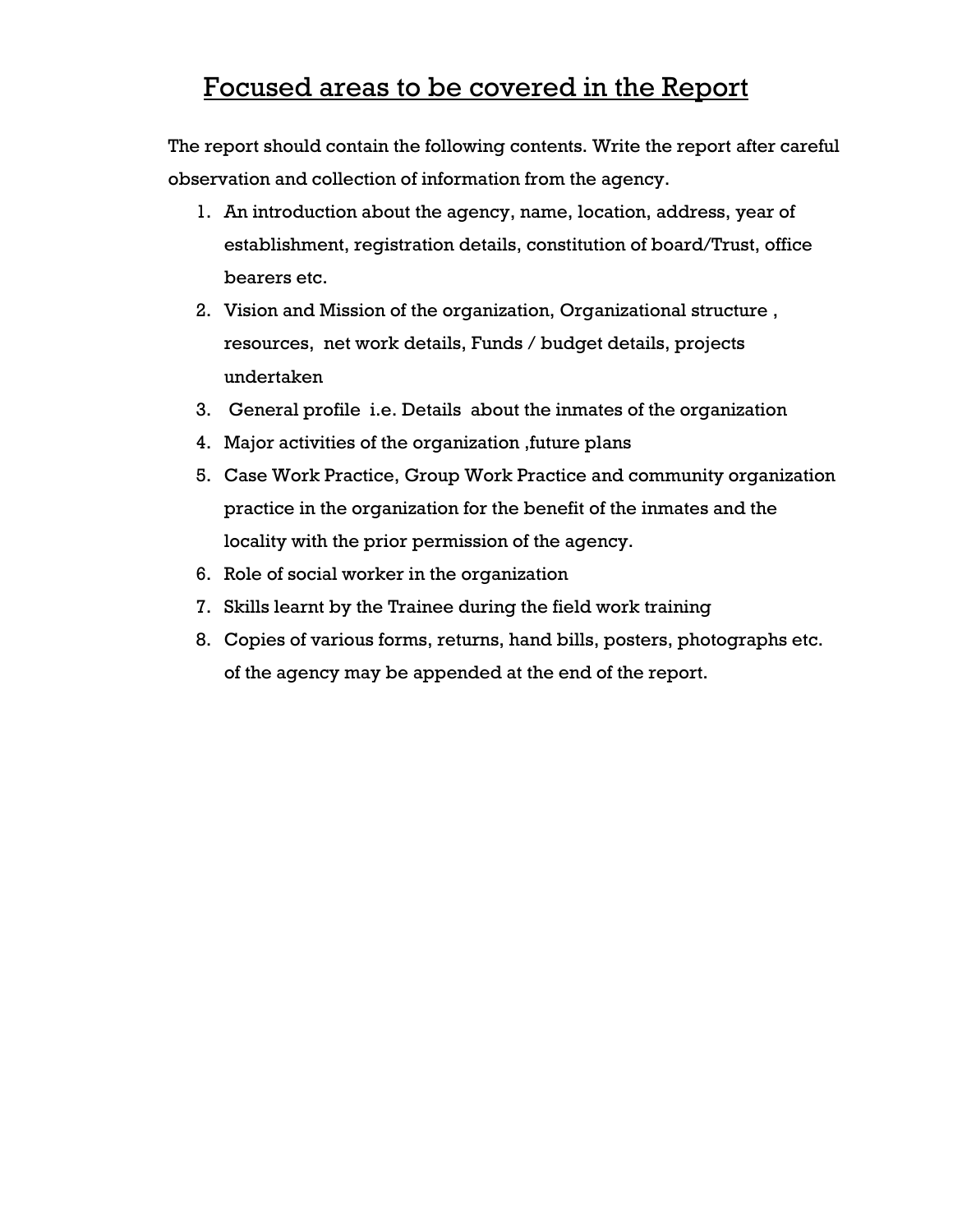# Focused areas to be covered in the Report

The report should contain the following contents. Write the report after careful observation and collection of information from the agency.

1. An introduction about the agency, name, location, address, year of establishment, registration details, constitution of board/Trust, office bearers etc.
2. Vision and Mission of the organization, Organizational structure , resources, net work details, Funds / budget details, projects undertaken
3. General profile i.e. Details about the inmates of the organization
4. Major activities of the organization ,future plans
5. Case Work Practice, Group Work Practice and community organization practice in the organization for the benefit of the inmates and the locality with the prior permission of the agency.
6. Role of social worker in the organization
7. Skills learnt by the Trainee during the field work training
8. Copies of various forms, returns, hand bills, posters, photographs etc. of the agency may be appended at the end of the report.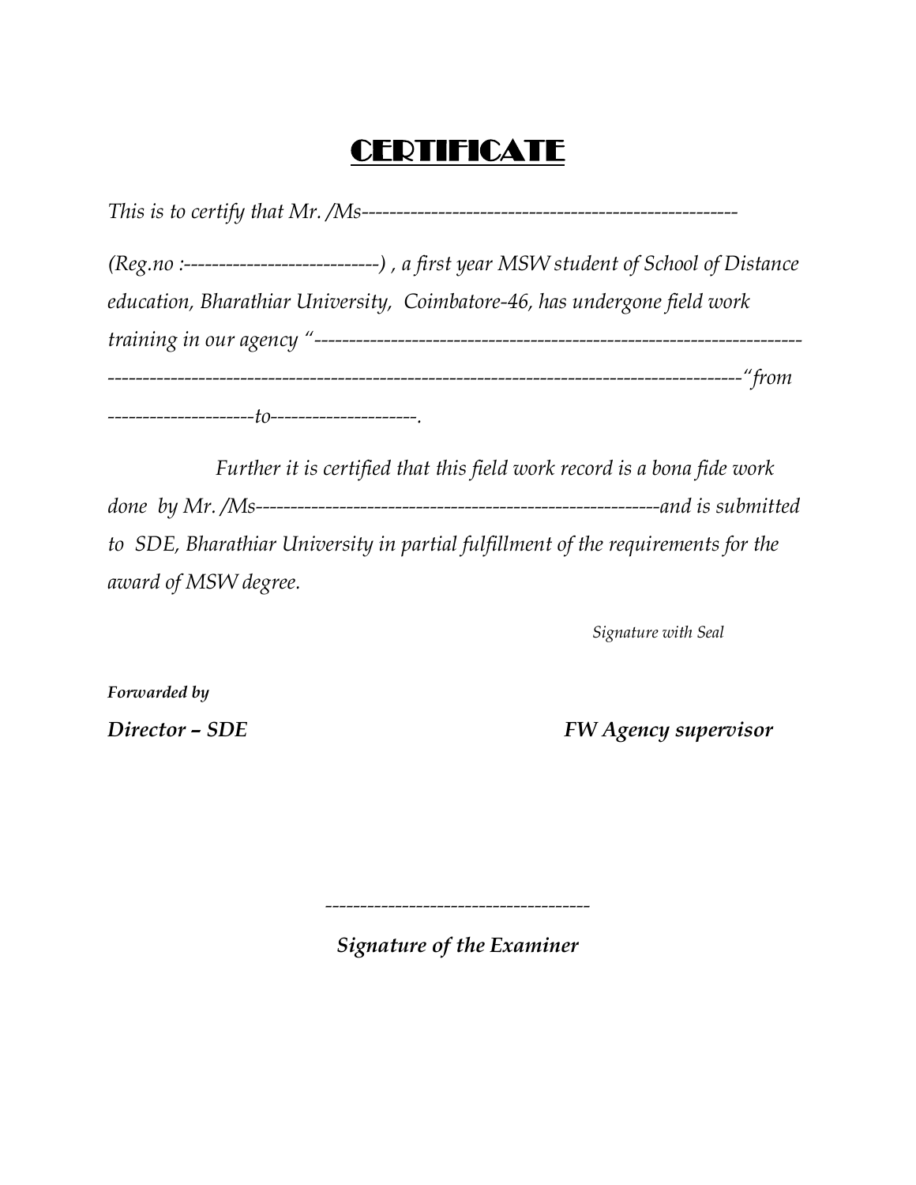# CERTIFICATE

*This is to certify that Mr. /Ms-----------------------------------------------------*

*(Reg.no :-----------------------------) , a first year MSW student of School of Distance education, Bharathiar University, Coimbatore-46, has undergone field work training in our agency "------------------------------------------------------------------------------------------------------------------------------------------------------------"from ---------------------to---------------------.*

*Further it is certified that this field work record is a bona fide work done by Mr. /Ms-----------------------------------------------------------and is submitted to SDE, Bharathiar University in partial fulfillment of the requirements for the award of MSW degree.*

*Signature with Seal*

***Forwarded by***

***Director – SDE*** ***FW Agency supervisor***

-------------------------------------

***Signature of the Examiner***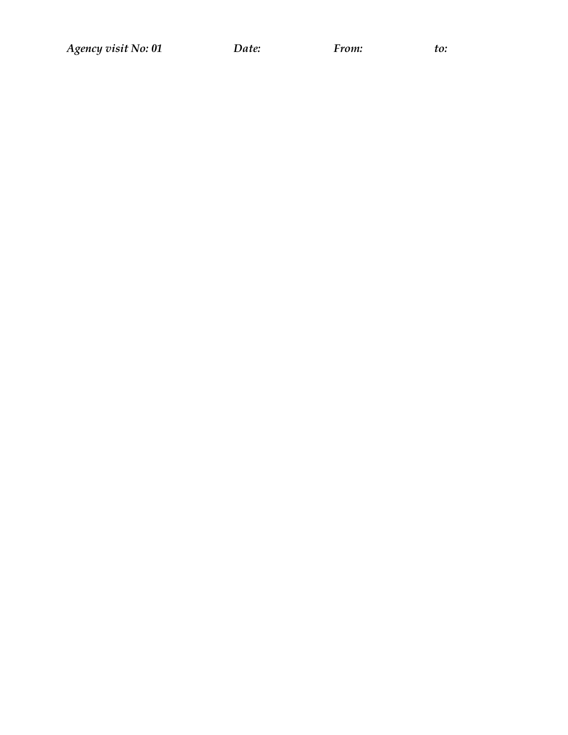***Agency visit No: 01*** ***Date:*** ***From:*** ***to:***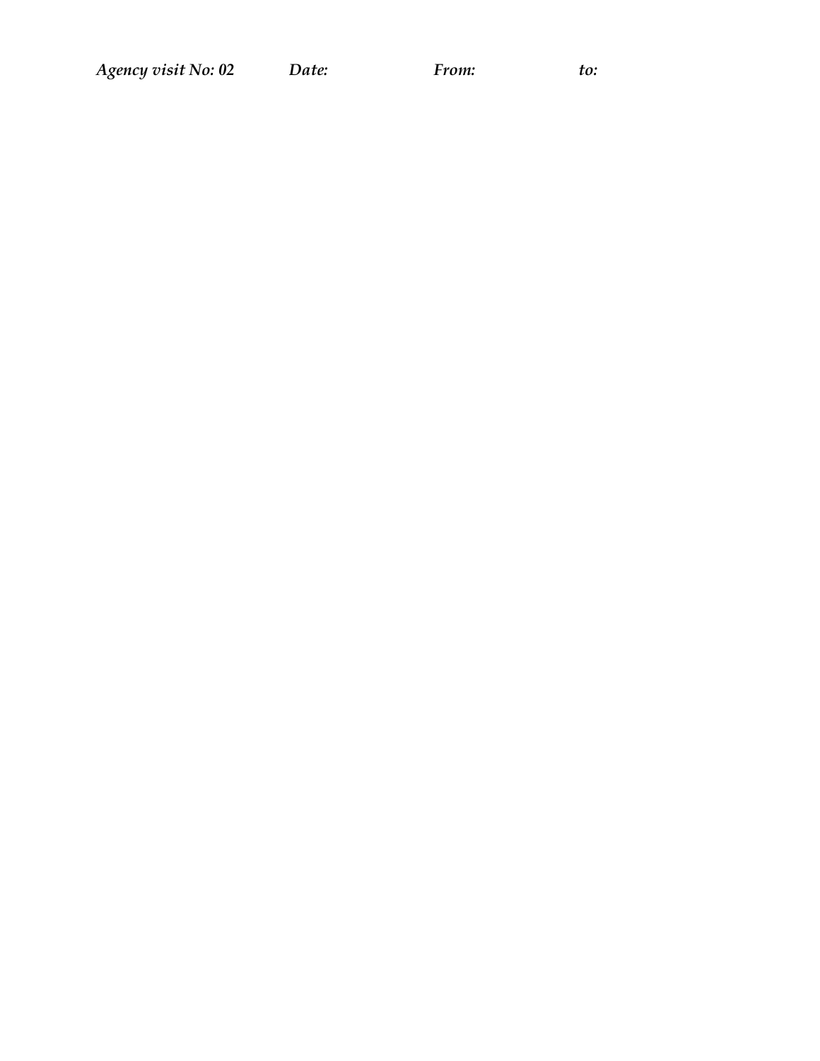*Agency visit No: 02 Date: From: to:*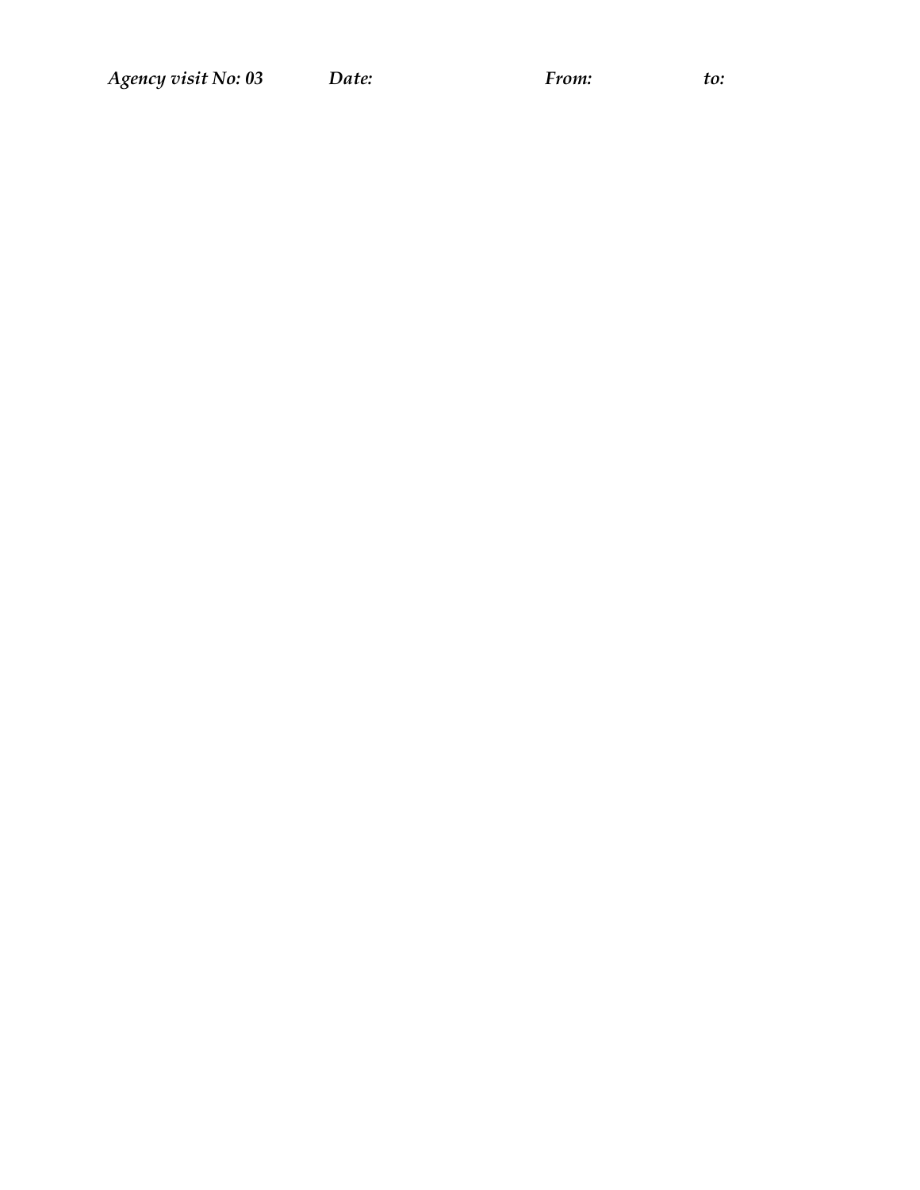***Agency visit No: 03 Date: From: to:***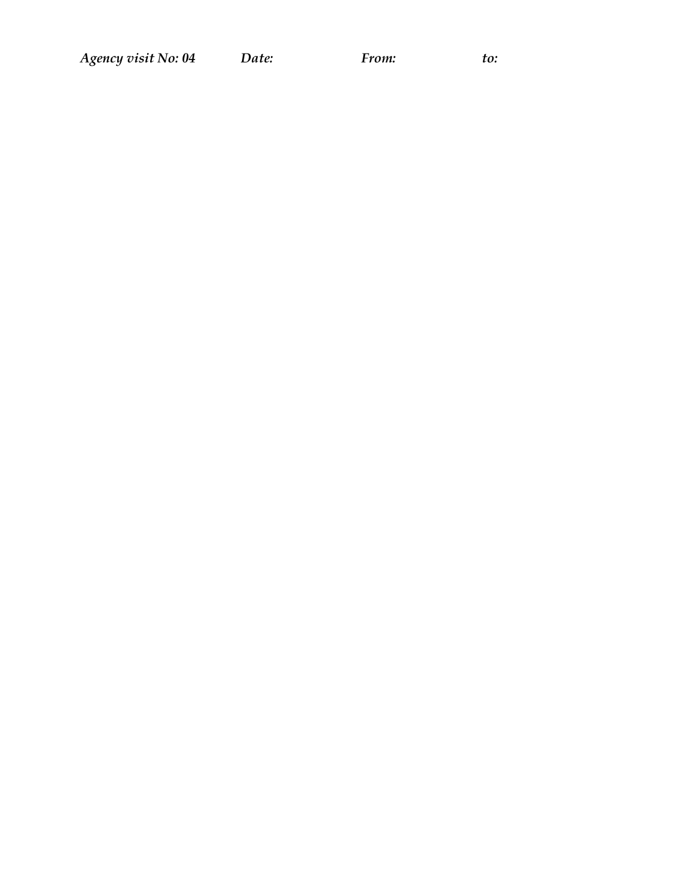*Agency visit No: 04 Date: From: to:*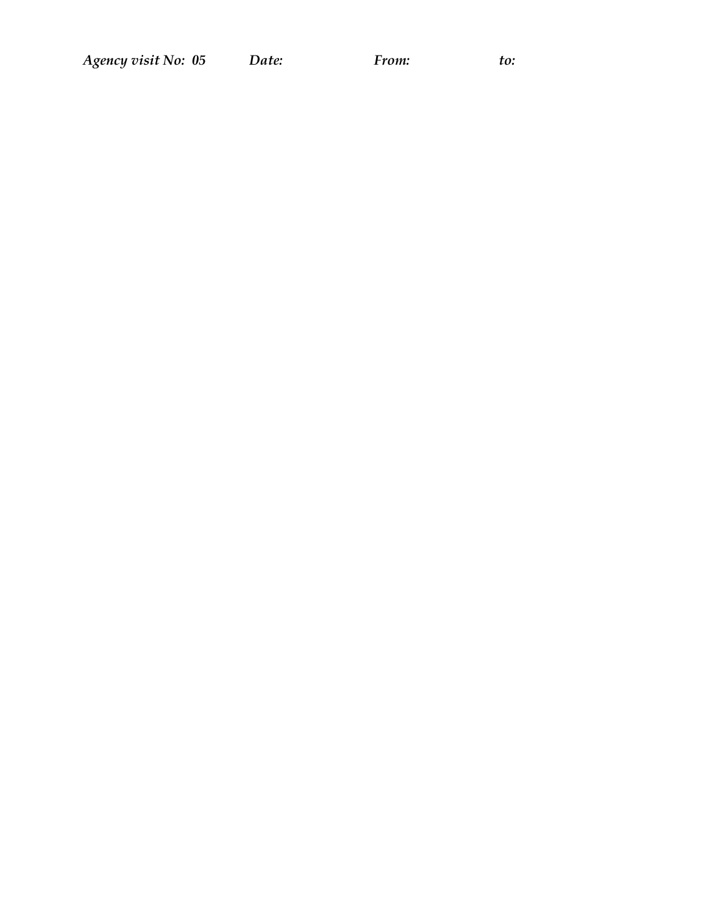*Agency visit No: 05 Date: From: to:*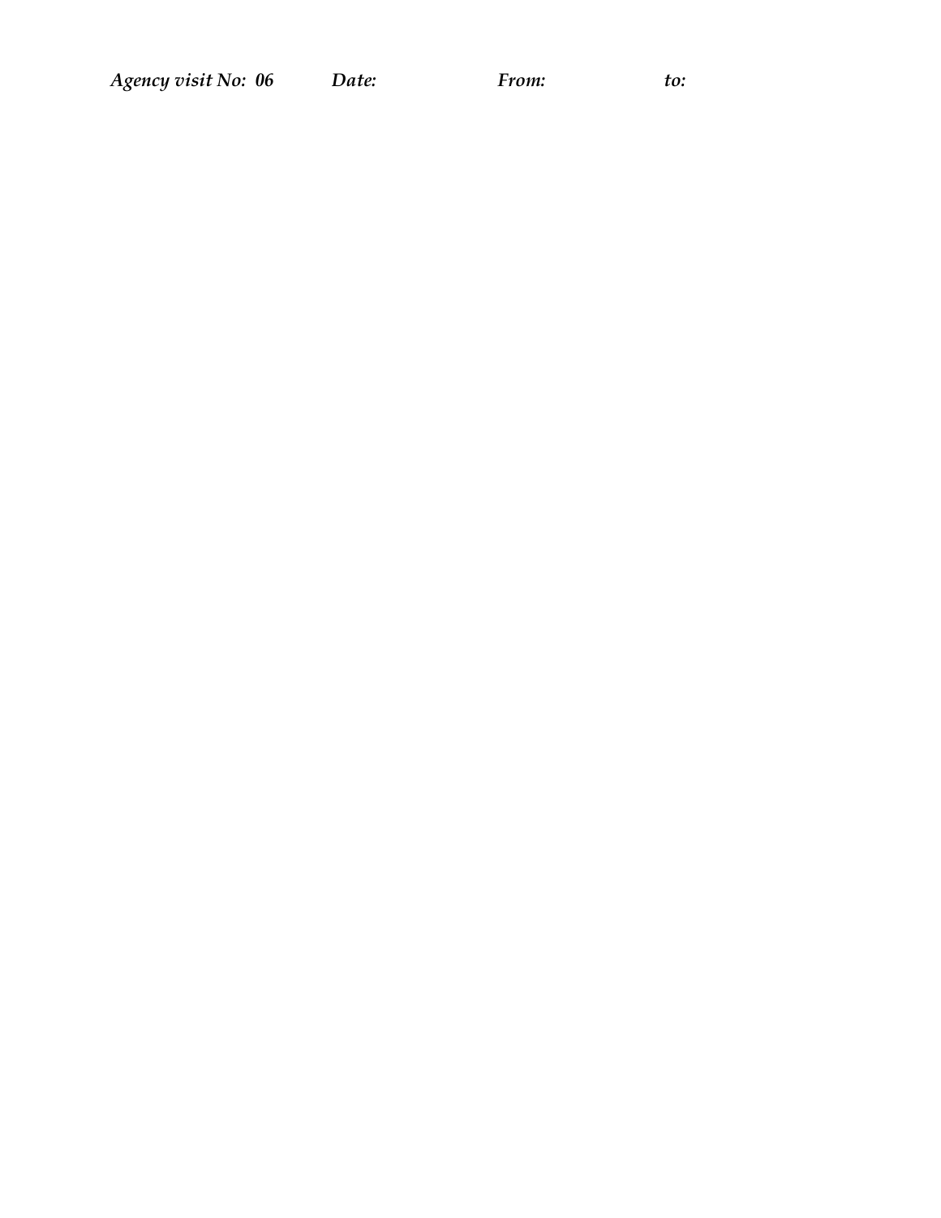*Agency visit No: 06 Date: From: to:*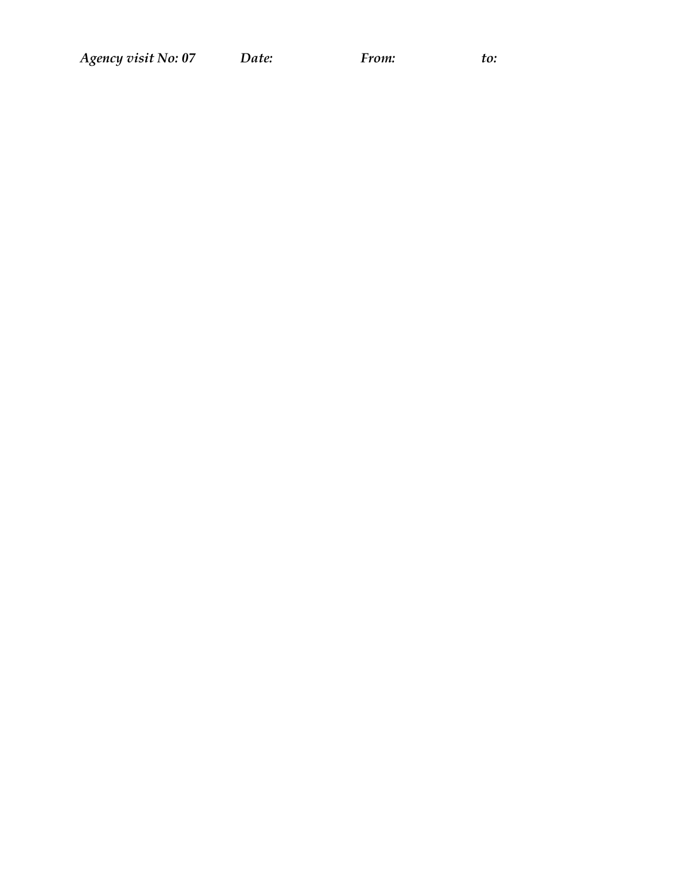***Agency visit No: 07 Date: From: to:***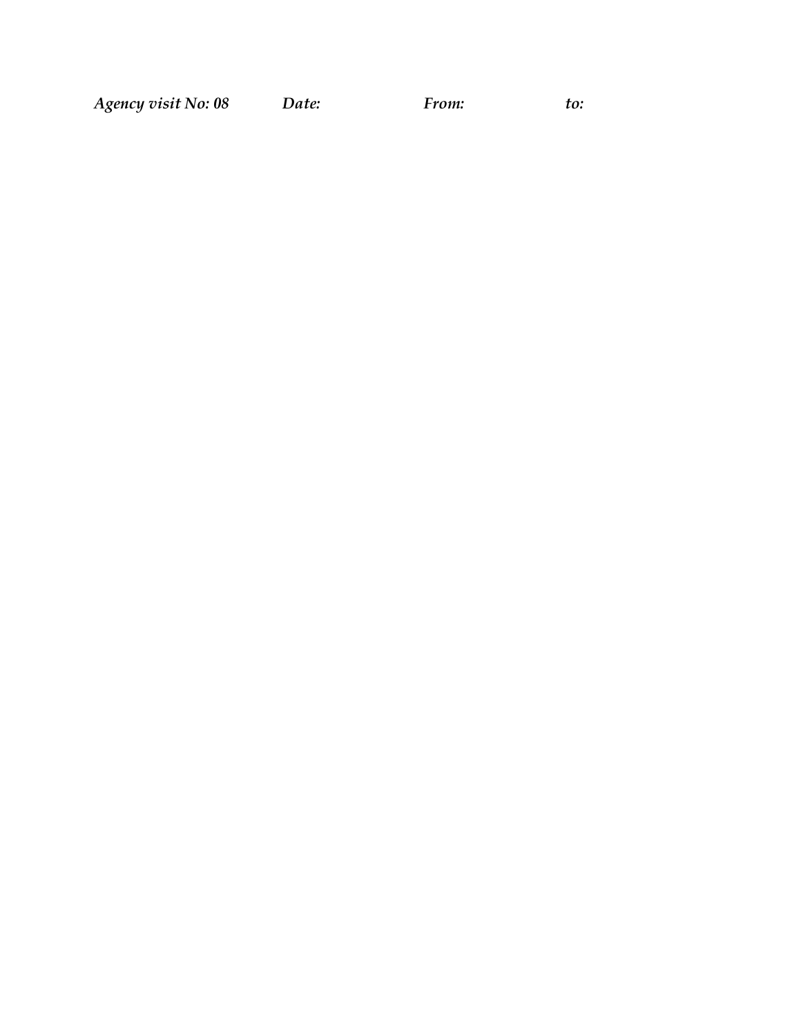***Agency visit No: 08 Date: From: to:***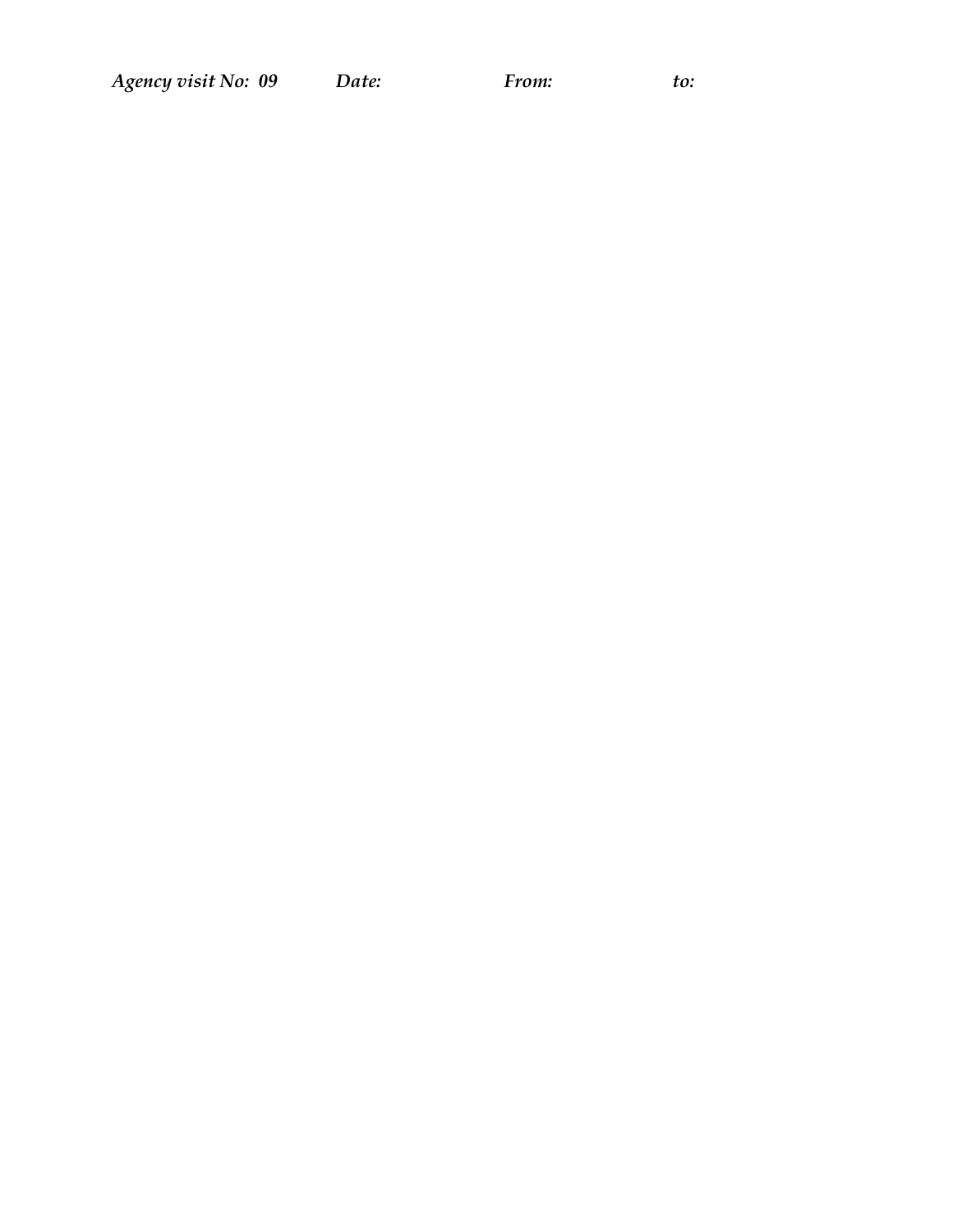***Agency visit No: 09 Date: From: to:***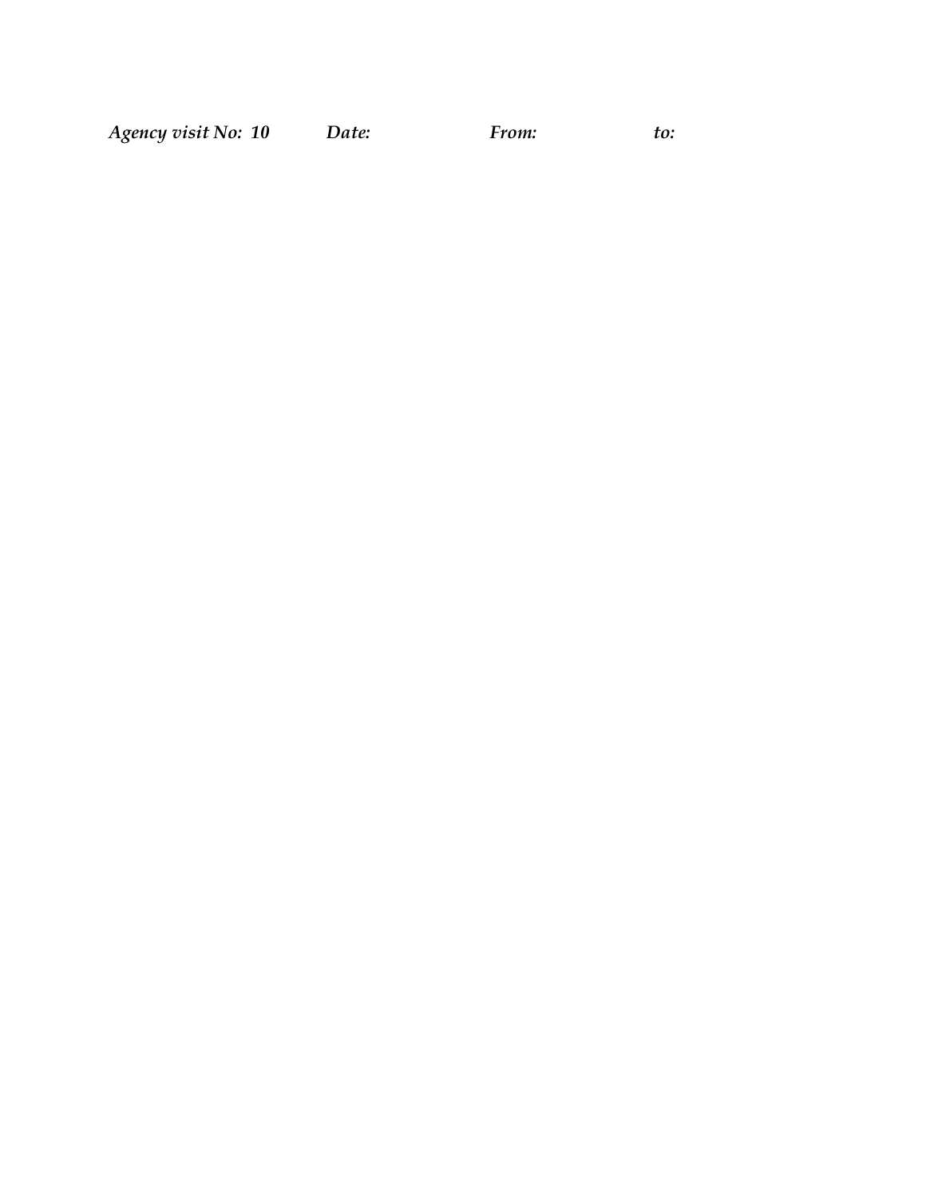***Agency visit No: 10 Date: From: to:***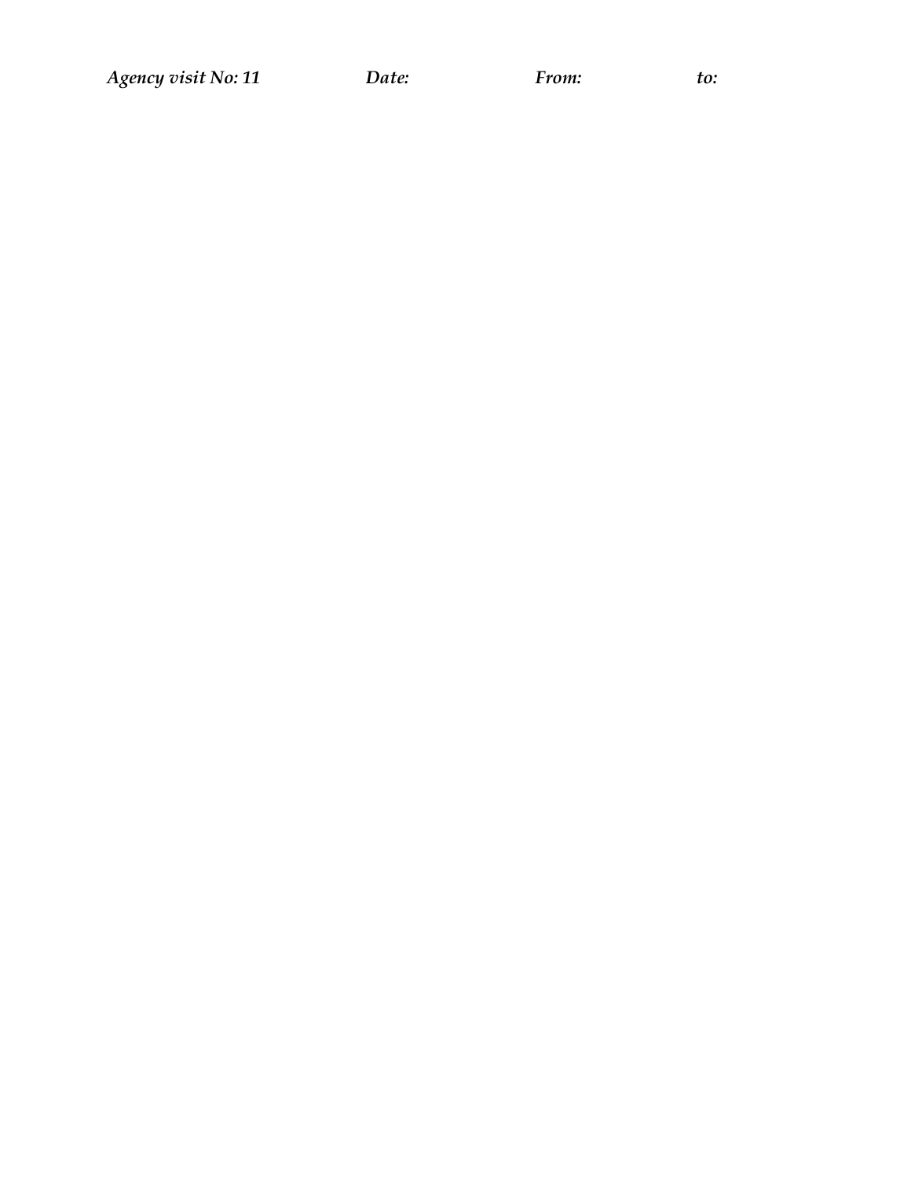***Agency visit No: 11*** ***Date:*** ***From:*** ***to:***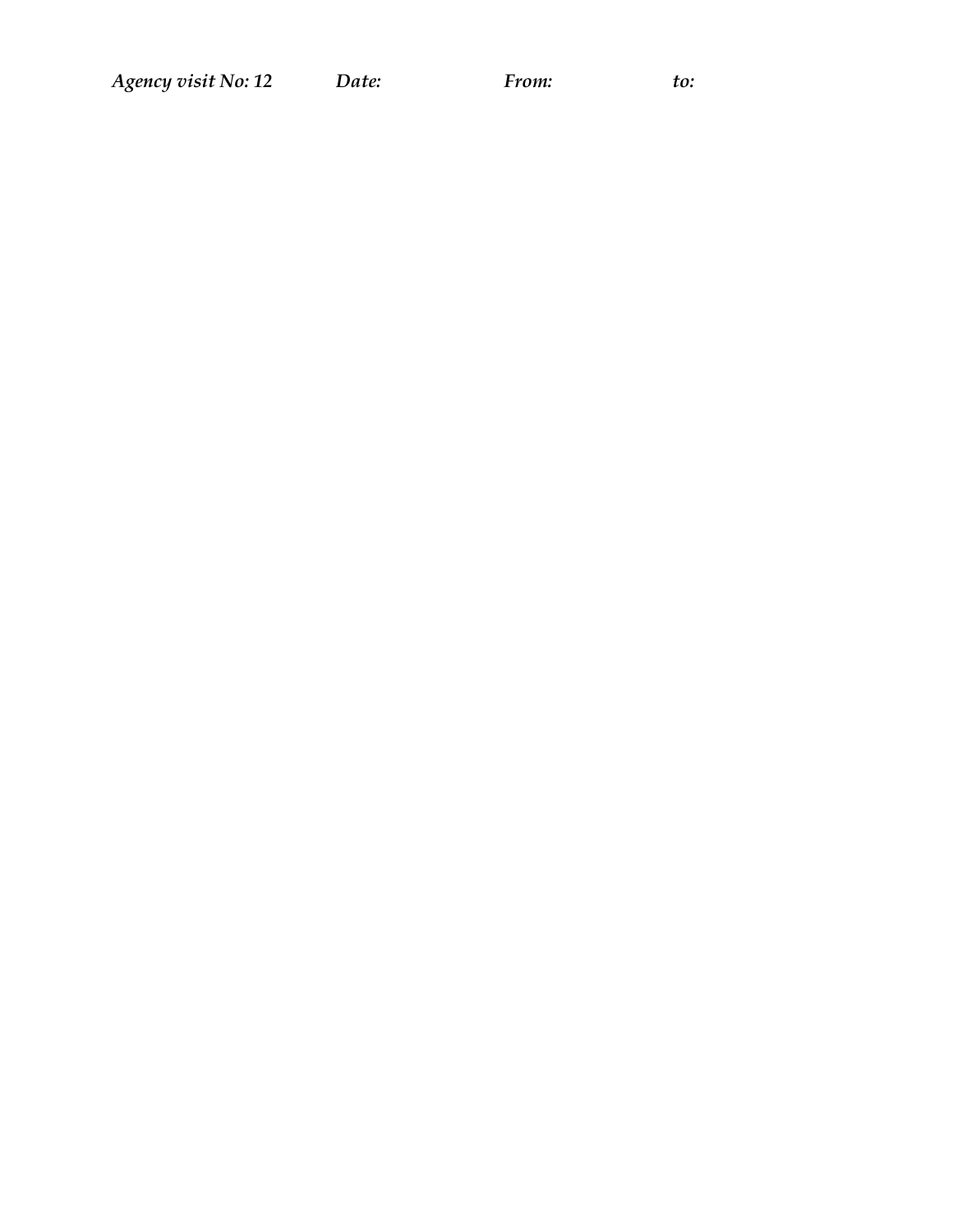*Agency visit No: 12 Date: From: to:*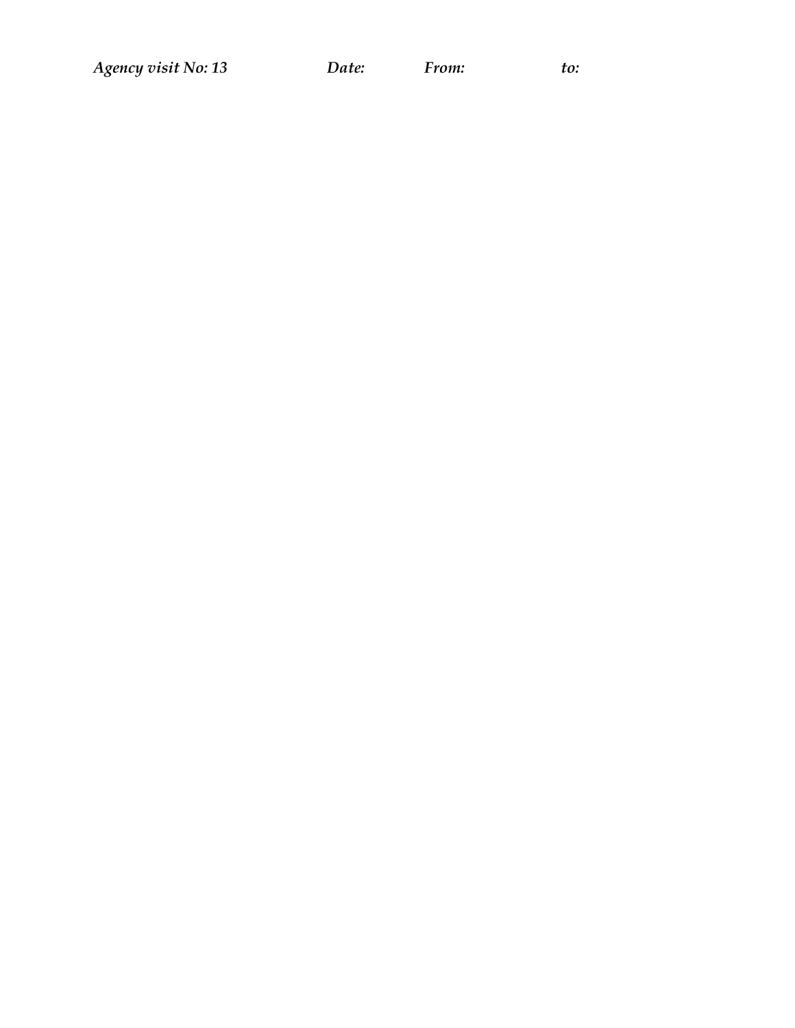*Agency visit No: 13* *Date:* *From:* *to:*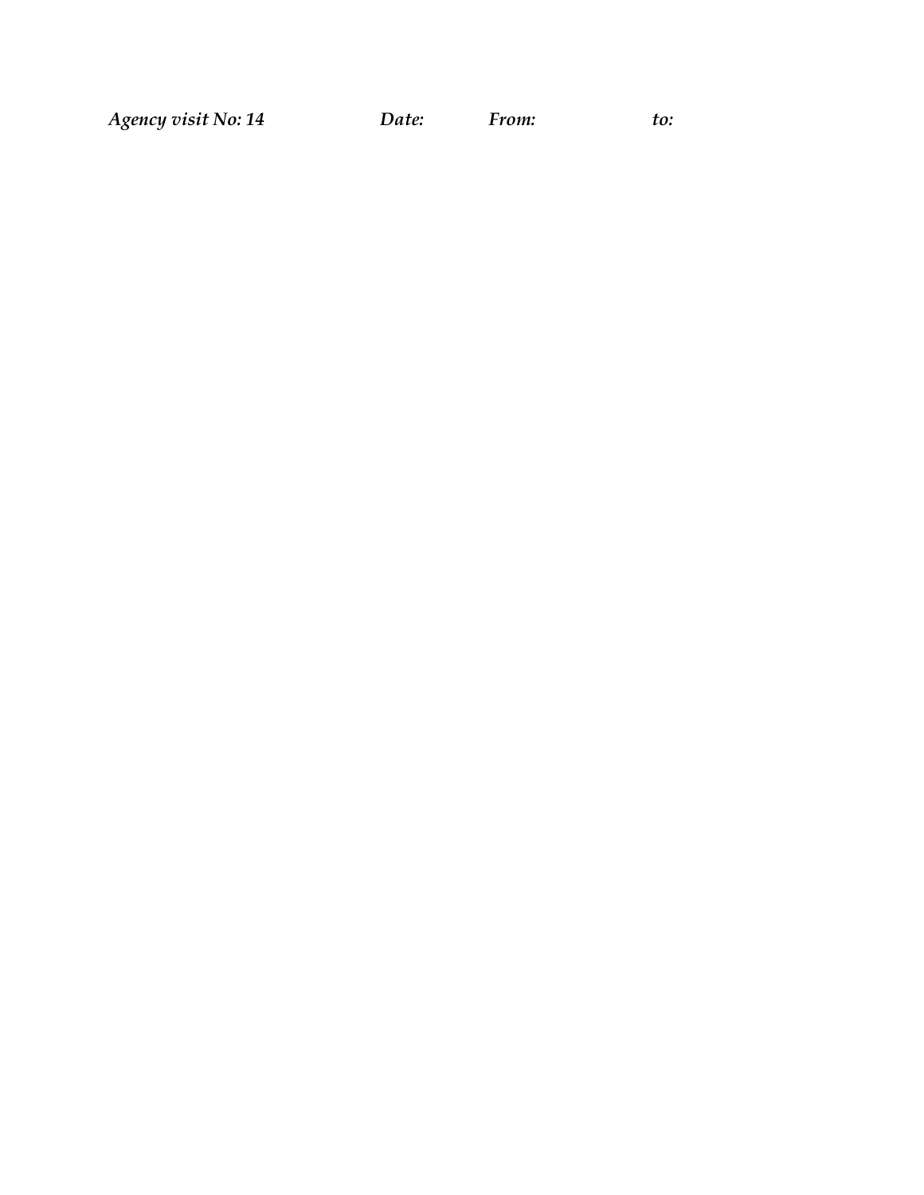***Agency visit No: 14*** ***Date:*** ***From:*** ***to:***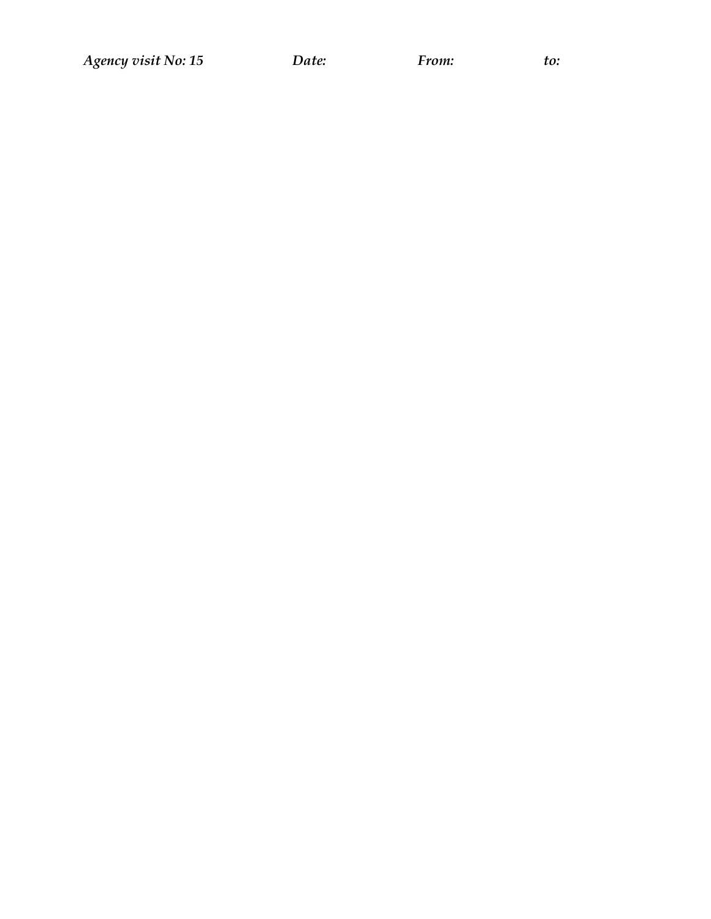***Agency visit No: 15*** ***Date:*** ***From:*** ***to:***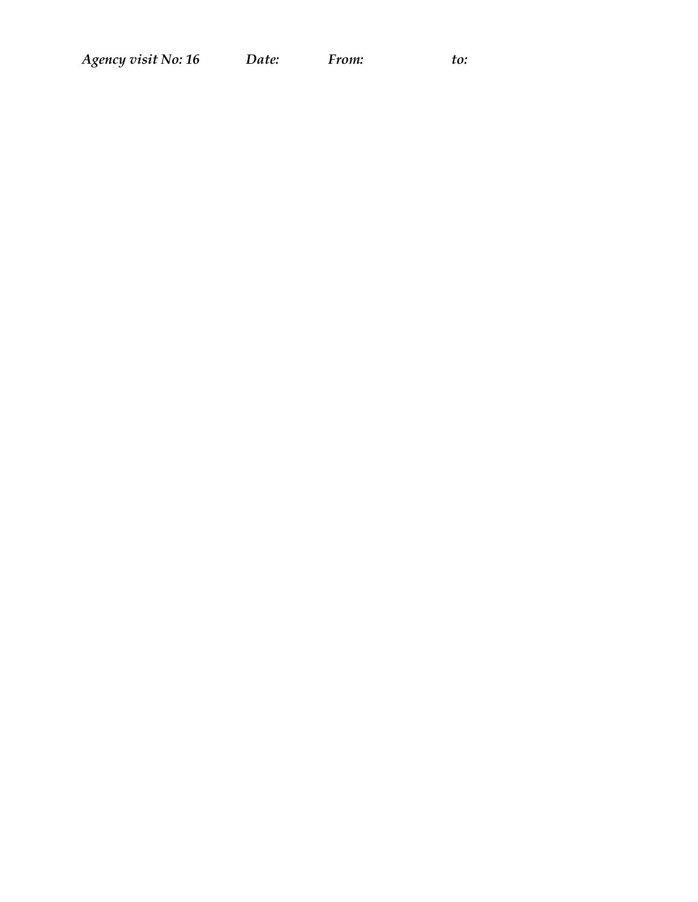*Agency visit No: 16 Date: From: to:*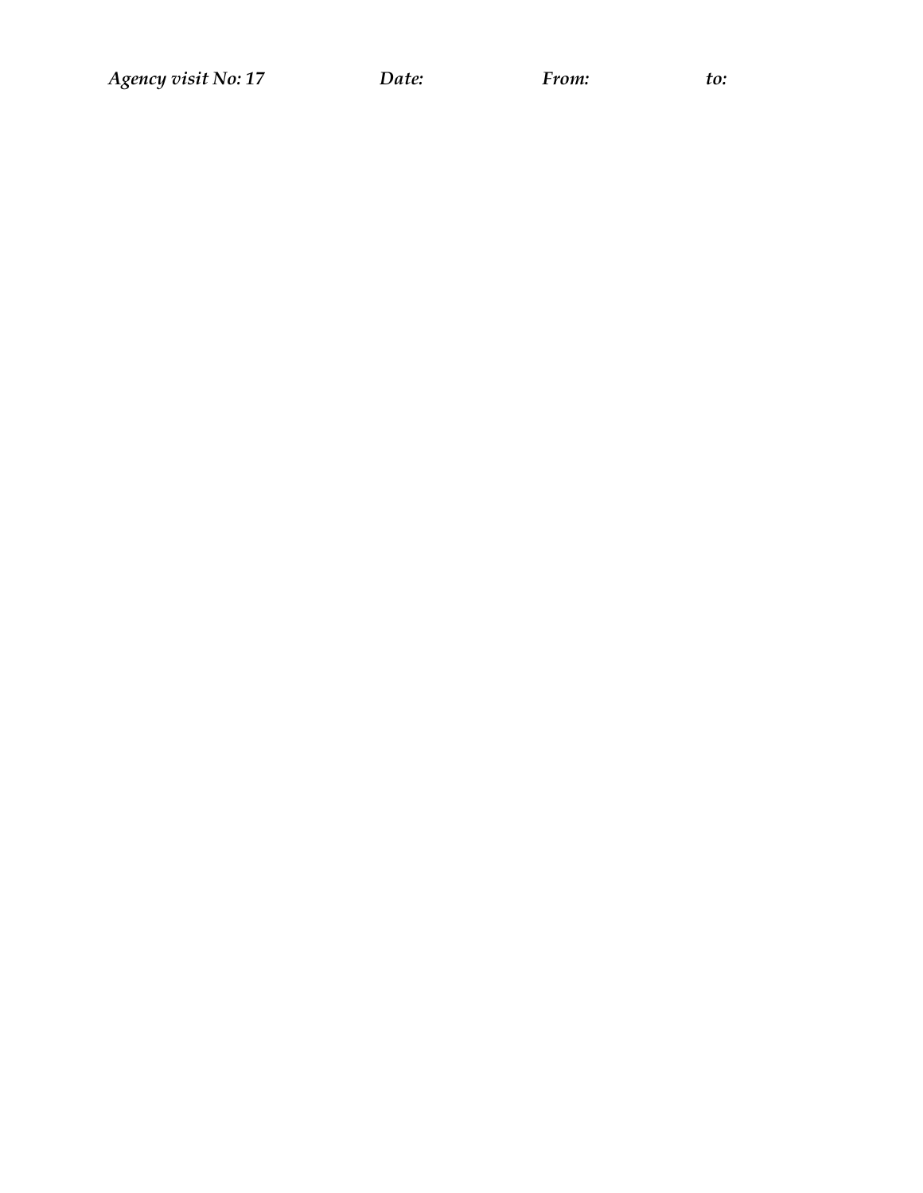*Agency visit No: 17*  *Date:*  *From:*  *to:*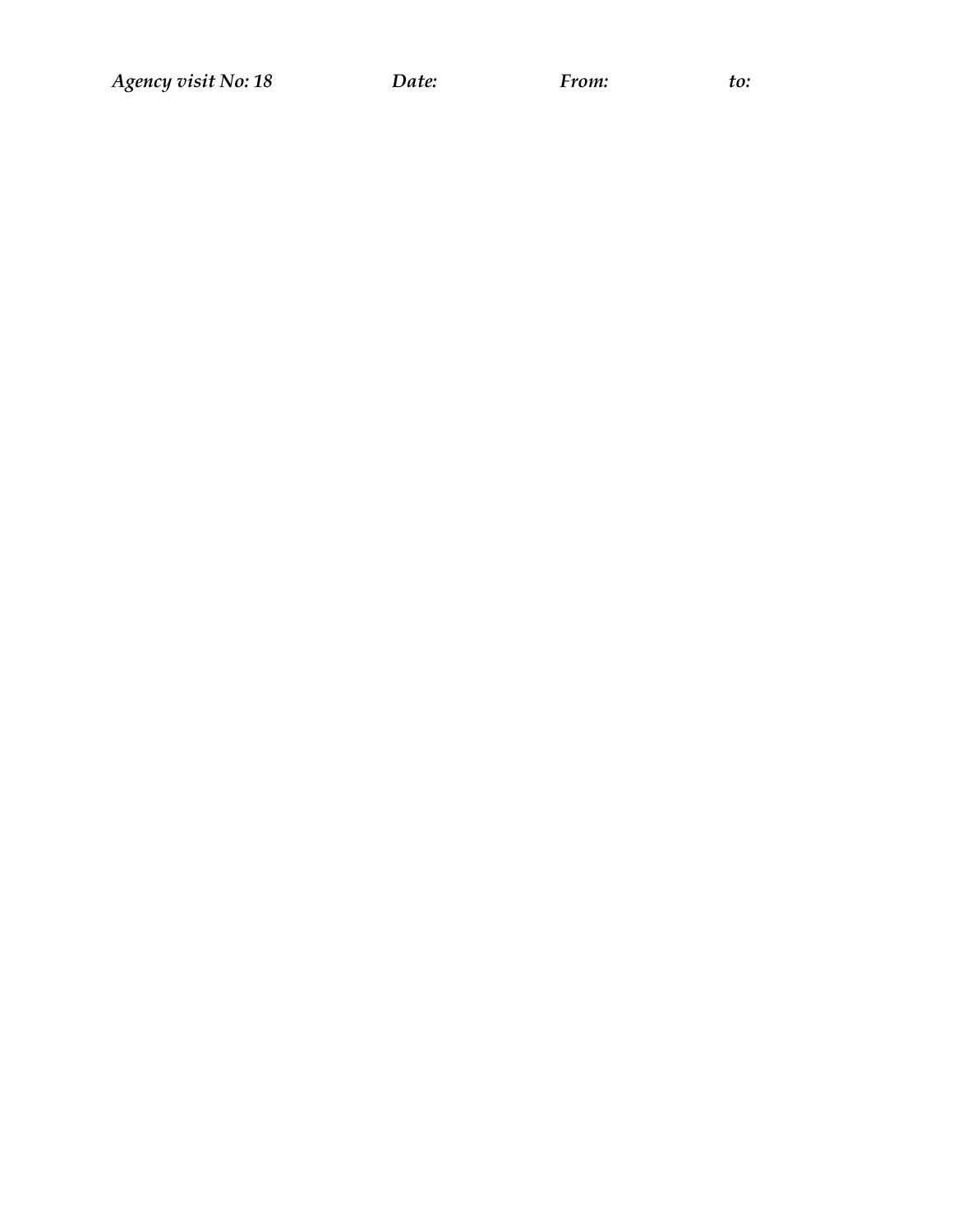*Agency visit No: 18* *Date:* *From:* *to:*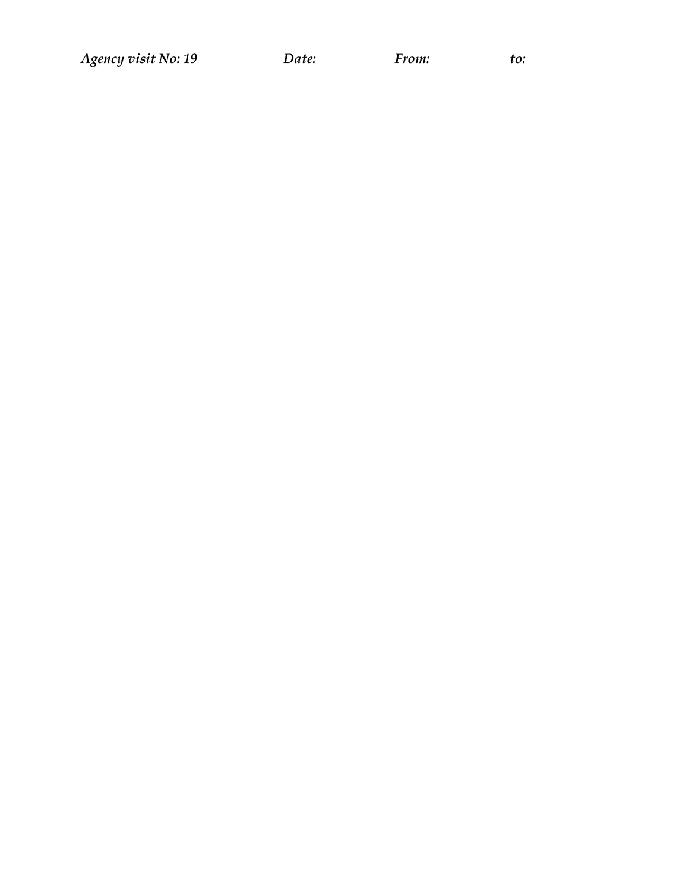***Agency visit No: 19 Date: From: to:***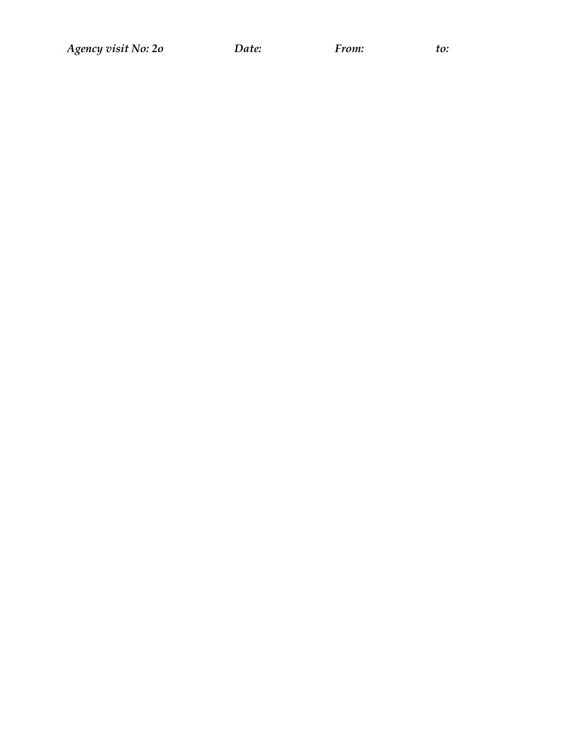*Agency visit No: 2o*		*Date:*		*From:*		*to:*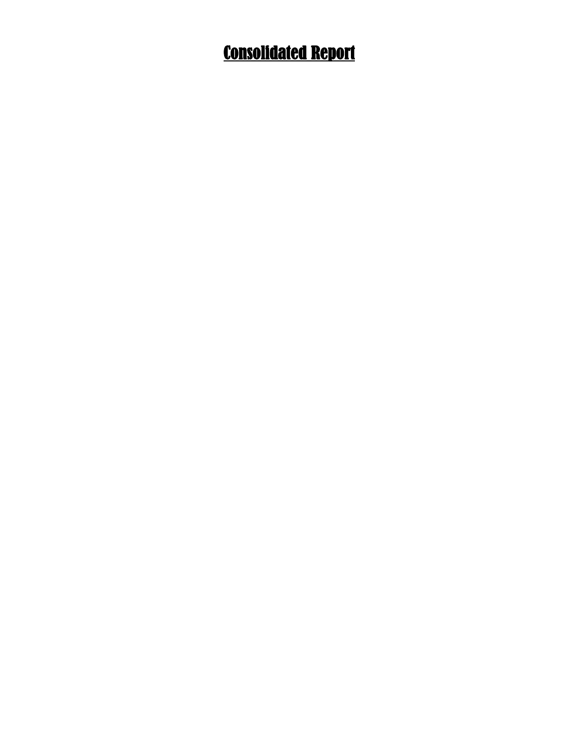# Consolidated Report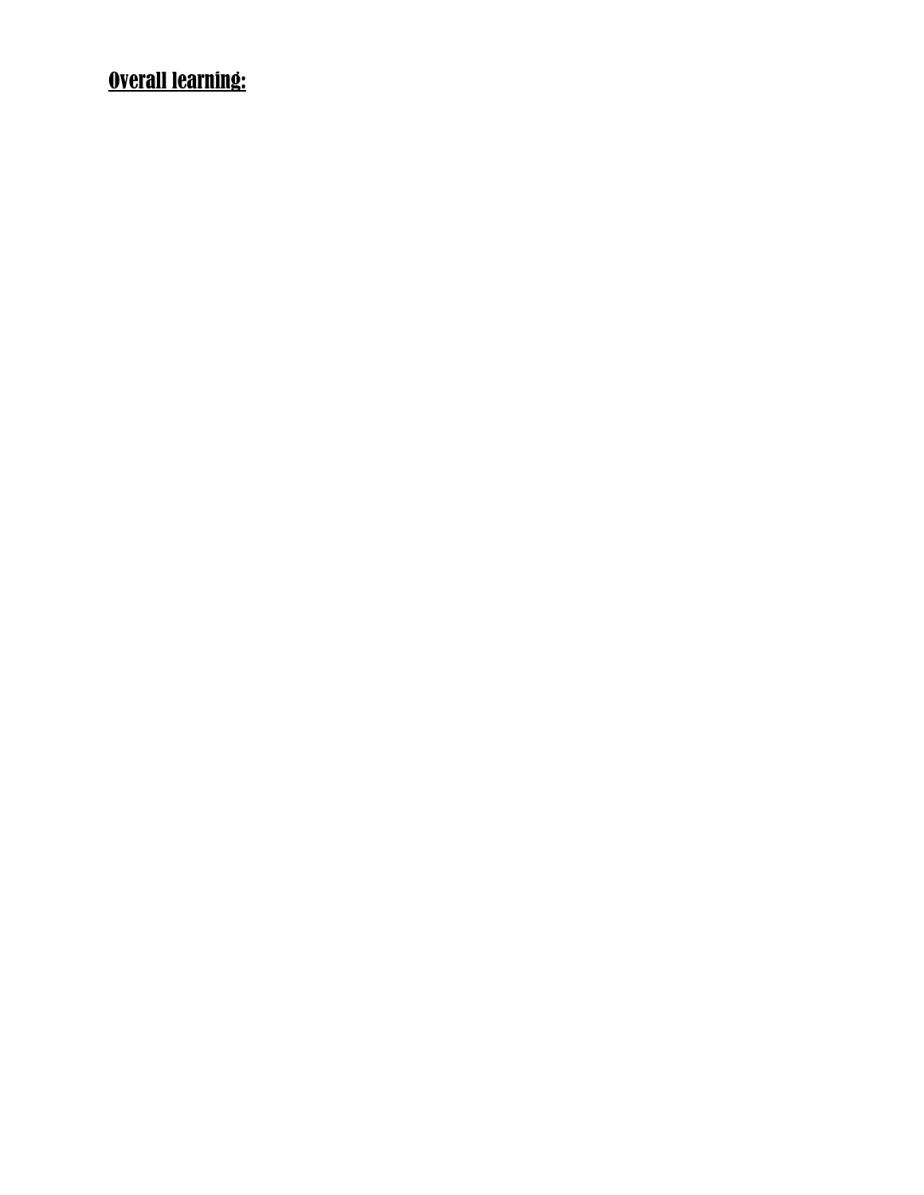## **Overall learning:**